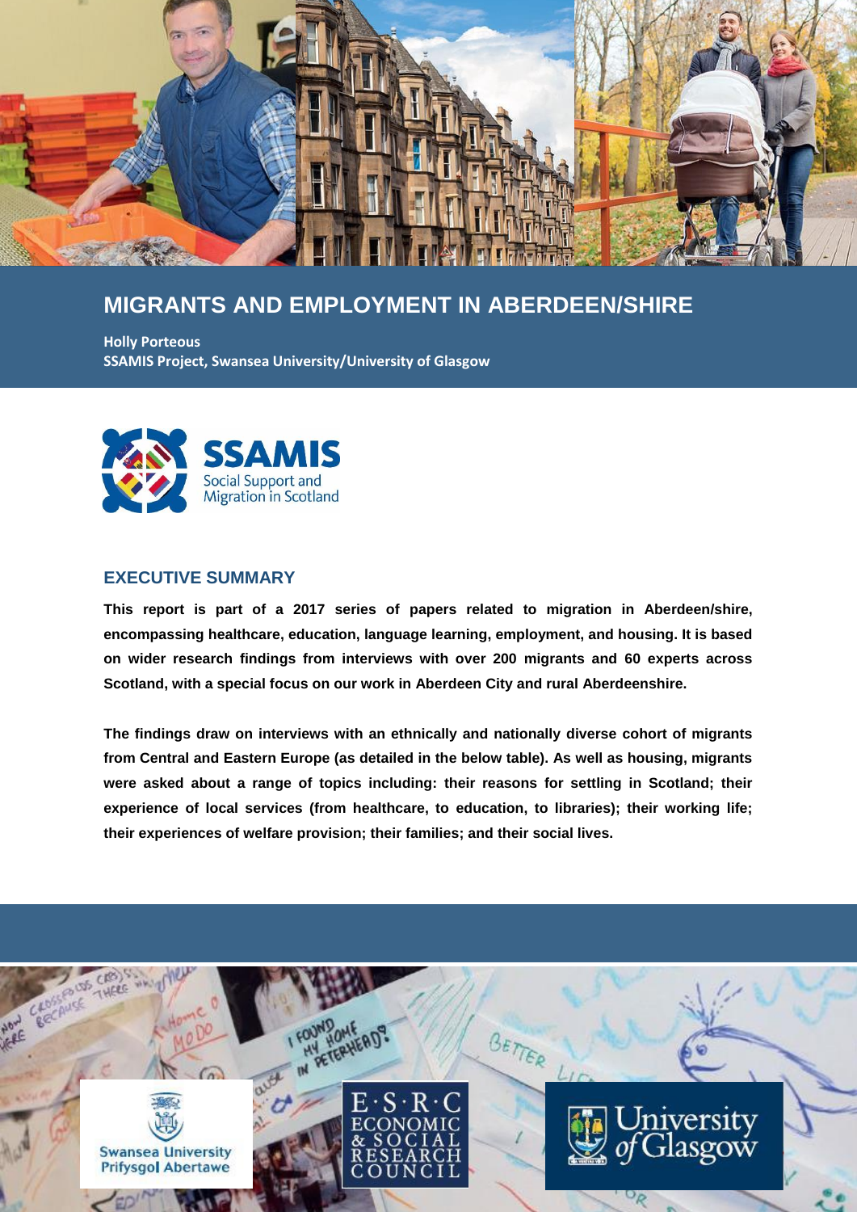# MIGRANTS AND EMPLOYMENT IN ABERDEEN/SHIRE

**Holly Porteous**
**SSAMIS Project, Swansea University/University of Glasgow**

SSAMIS
Social Support and Migration in Scotland

## EXECUTIVE SUMMARY

**This report is part of a 2017 series of papers related to migration in Aberdeen/shire, encompassing healthcare, education, language learning, employment, and housing. It is based on wider research findings from interviews with over 200 migrants and 60 experts across Scotland, with a special focus on our work in Aberdeen City and rural Aberdeenshire.**

**The findings draw on interviews with an ethnically and nationally diverse cohort of migrants from Central and Eastern Europe (as detailed in the below table). As well as housing, migrants were asked about a range of topics including: their reasons for settling in Scotland; their experience of local services (from healthcare, to education, to libraries); their working life; their experiences of welfare provision; their families; and their social lives.**

Swansea University Prifysgol Abertawe

Economic & Social Research Council

University of Glasgow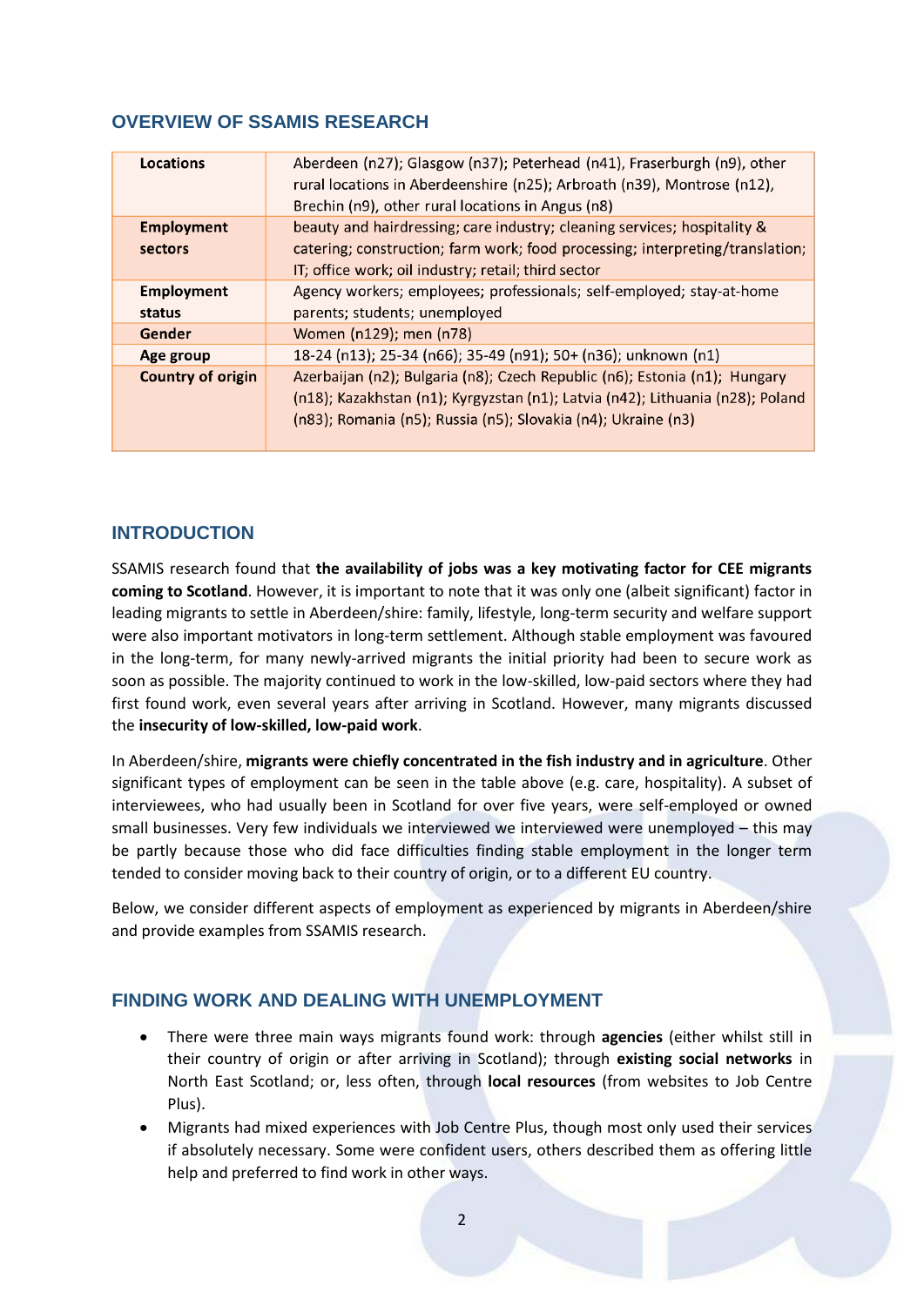## OVERVIEW OF SSAMIS RESEARCH

| | |
|---|---|
| **Locations** | Aberdeen (n27); Glasgow (n37); Peterhead (n41), Fraserburgh (n9), other rural locations in Aberdeenshire (n25); Arbroath (n39), Montrose (n12), Brechin (n9), other rural locations in Angus (n8) |
| **Employment sectors** | beauty and hairdressing; care industry; cleaning services; hospitality & catering; construction; farm work; food processing; interpreting/translation; IT; office work; oil industry; retail; third sector |
| **Employment status** | Agency workers; employees; professionals; self-employed; stay-at-home parents; students; unemployed |
| **Gender** | Women (n129); men (n78) |
| **Age group** | 18-24 (n13); 25-34 (n66); 35-49 (n91); 50+ (n36); unknown (n1) |
| **Country of origin** | Azerbaijan (n2); Bulgaria (n8); Czech Republic (n6); Estonia (n1); Hungary (n18); Kazakhstan (n1); Kyrgyzstan (n1); Latvia (n42); Lithuania (n28); Poland (n83); Romania (n5); Russia (n5); Slovakia (n4); Ukraine (n3) |

## INTRODUCTION

SSAMIS research found that **the availability of jobs was a key motivating factor for CEE migrants coming to Scotland**. However, it is important to note that it was only one (albeit significant) factor in leading migrants to settle in Aberdeen/shire: family, lifestyle, long-term security and welfare support were also important motivators in long-term settlement. Although stable employment was favoured in the long-term, for many newly-arrived migrants the initial priority had been to secure work as soon as possible. The majority continued to work in the low-skilled, low-paid sectors where they had first found work, even several years after arriving in Scotland. However, many migrants discussed the **insecurity of low-skilled, low-paid work**.

In Aberdeen/shire, **migrants were chiefly concentrated in the fish industry and in agriculture**. Other significant types of employment can be seen in the table above (e.g. care, hospitality). A subset of interviewees, who had usually been in Scotland for over five years, were self-employed or owned small businesses. Very few individuals we interviewed we interviewed were unemployed – this may be partly because those who did face difficulties finding stable employment in the longer term tended to consider moving back to their country of origin, or to a different EU country.

Below, we consider different aspects of employment as experienced by migrants in Aberdeen/shire and provide examples from SSAMIS research.

## FINDING WORK AND DEALING WITH UNEMPLOYMENT

- There were three main ways migrants found work: through **agencies** (either whilst still in their country of origin or after arriving in Scotland); through **existing social networks** in North East Scotland; or, less often, through **local resources** (from websites to Job Centre Plus).
- Migrants had mixed experiences with Job Centre Plus, though most only used their services if absolutely necessary. Some were confident users, others described them as offering little help and preferred to find work in other ways.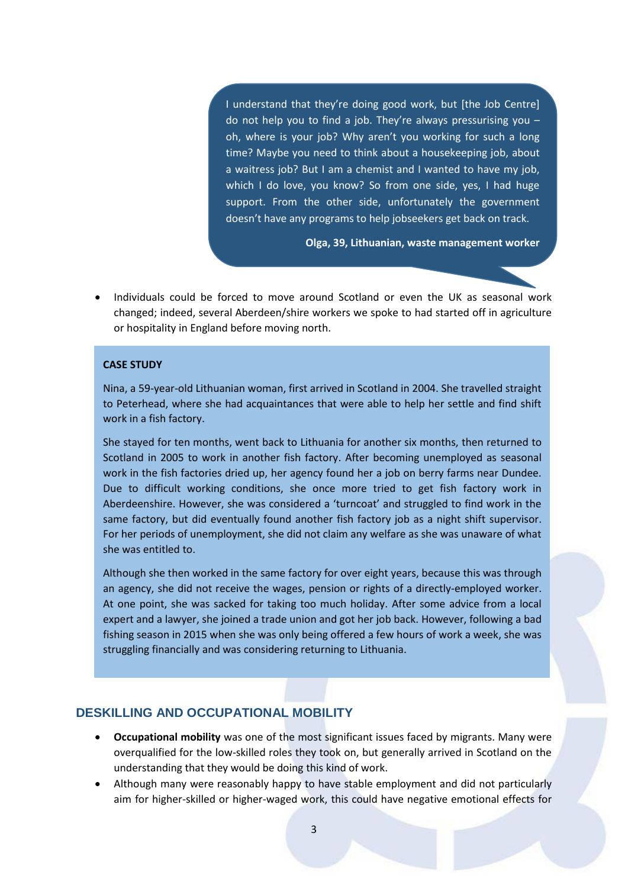> I understand that they're doing good work, but [the Job Centre] do not help you to find a job. They're always pressurising you – oh, where is your job? Why aren't you working for such a long time? Maybe you need to think about a housekeeping job, about a waitress job? But I am a chemist and I wanted to have my job, which I do love, you know? So from one side, yes, I had huge support. From the other side, unfortunately the government doesn't have any programs to help jobseekers get back on track.
>
> **Olga, 39, Lithuanian, waste management worker**

- Individuals could be forced to move around Scotland or even the UK as seasonal work changed; indeed, several Aberdeen/shire workers we spoke to had started off in agriculture or hospitality in England before moving north.

**CASE STUDY**

Nina, a 59-year-old Lithuanian woman, first arrived in Scotland in 2004. She travelled straight to Peterhead, where she had acquaintances that were able to help her settle and find shift work in a fish factory.

She stayed for ten months, went back to Lithuania for another six months, then returned to Scotland in 2005 to work in another fish factory. After becoming unemployed as seasonal work in the fish factories dried up, her agency found her a job on berry farms near Dundee. Due to difficult working conditions, she once more tried to get fish factory work in Aberdeenshire. However, she was considered a 'turncoat' and struggled to find work in the same factory, but did eventually found another fish factory job as a night shift supervisor. For her periods of unemployment, she did not claim any welfare as she was unaware of what she was entitled to.

Although she then worked in the same factory for over eight years, because this was through an agency, she did not receive the wages, pension or rights of a directly-employed worker. At one point, she was sacked for taking too much holiday. After some advice from a local expert and a lawyer, she joined a trade union and got her job back. However, following a bad fishing season in 2015 when she was only being offered a few hours of work a week, she was struggling financially and was considering returning to Lithuania.

## DESKILLING AND OCCUPATIONAL MOBILITY

- **Occupational mobility** was one of the most significant issues faced by migrants. Many were overqualified for the low-skilled roles they took on, but generally arrived in Scotland on the understanding that they would be doing this kind of work.
- Although many were reasonably happy to have stable employment and did not particularly aim for higher-skilled or higher-waged work, this could have negative emotional effects for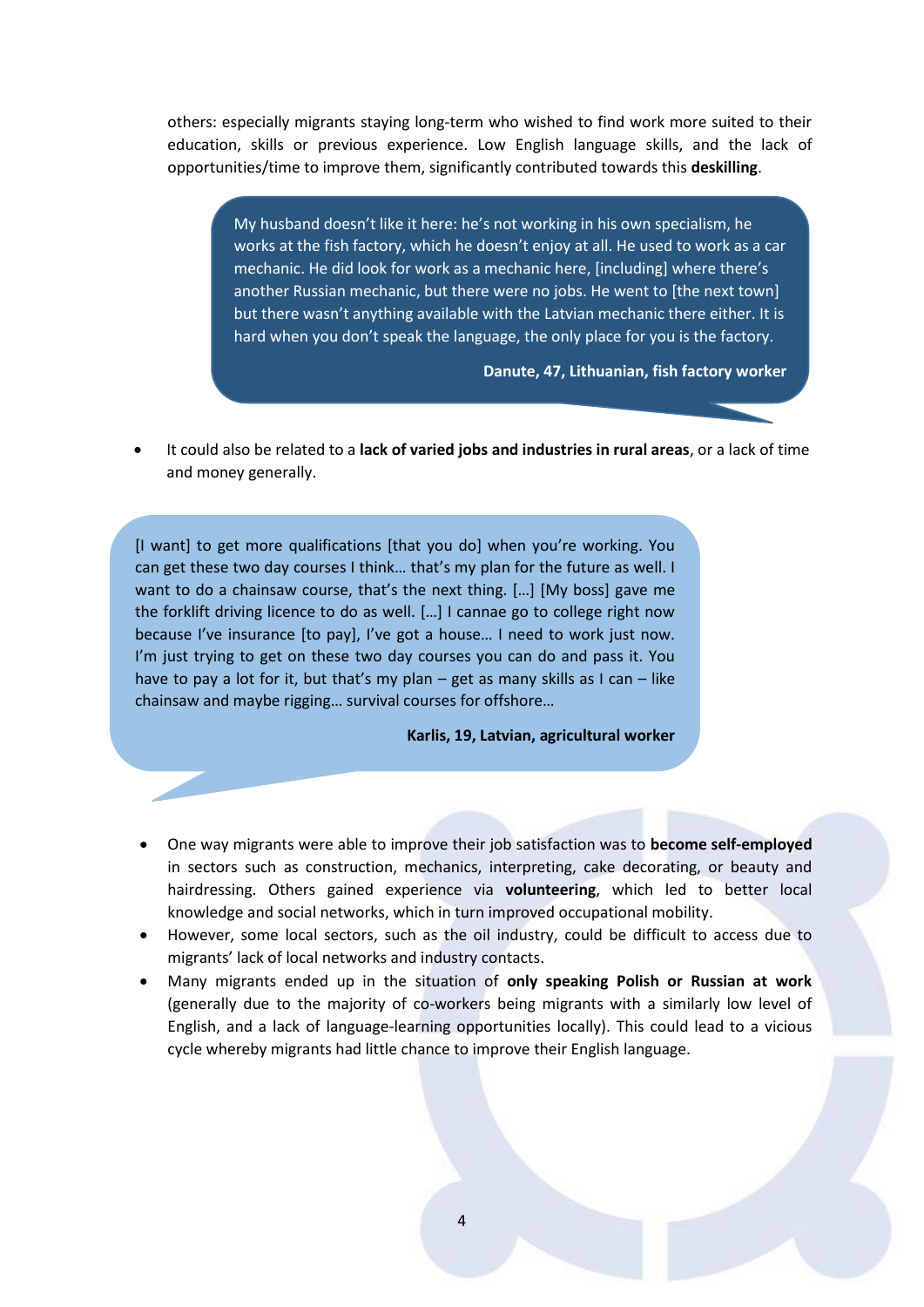others: especially migrants staying long-term who wished to find work more suited to their education, skills or previous experience. Low English language skills, and the lack of opportunities/time to improve them, significantly contributed towards this **deskilling**.

> My husband doesn't like it here: he's not working in his own specialism, he works at the fish factory, which he doesn't enjoy at all. He used to work as a car mechanic. He did look for work as a mechanic here, [including] where there's another Russian mechanic, but there were no jobs. He went to [the next town] but there wasn't anything available with the Latvian mechanic there either. It is hard when you don't speak the language, the only place for you is the factory.
>
> **Danute, 47, Lithuanian, fish factory worker**

- It could also be related to a **lack of varied jobs and industries in rural areas**, or a lack of time and money generally.

> [I want] to get more qualifications [that you do] when you're working. You can get these two day courses I think… that's my plan for the future as well. I want to do a chainsaw course, that's the next thing. […] [My boss] gave me the forklift driving licence to do as well. […] I cannae go to college right now because I've insurance [to pay], I've got a house… I need to work just now. I'm just trying to get on these two day courses you can do and pass it. You have to pay a lot for it, but that's my plan – get as many skills as I can – like chainsaw and maybe rigging… survival courses for offshore…
>
> **Karlis, 19, Latvian, agricultural worker**

- One way migrants were able to improve their job satisfaction was to **become self-employed** in sectors such as construction, mechanics, interpreting, cake decorating, or beauty and hairdressing. Others gained experience via **volunteering**, which led to better local knowledge and social networks, which in turn improved occupational mobility.
- However, some local sectors, such as the oil industry, could be difficult to access due to migrants' lack of local networks and industry contacts.
- Many migrants ended up in the situation of **only speaking Polish or Russian at work** (generally due to the majority of co-workers being migrants with a similarly low level of English, and a lack of language-learning opportunities locally). This could lead to a vicious cycle whereby migrants had little chance to improve their English language.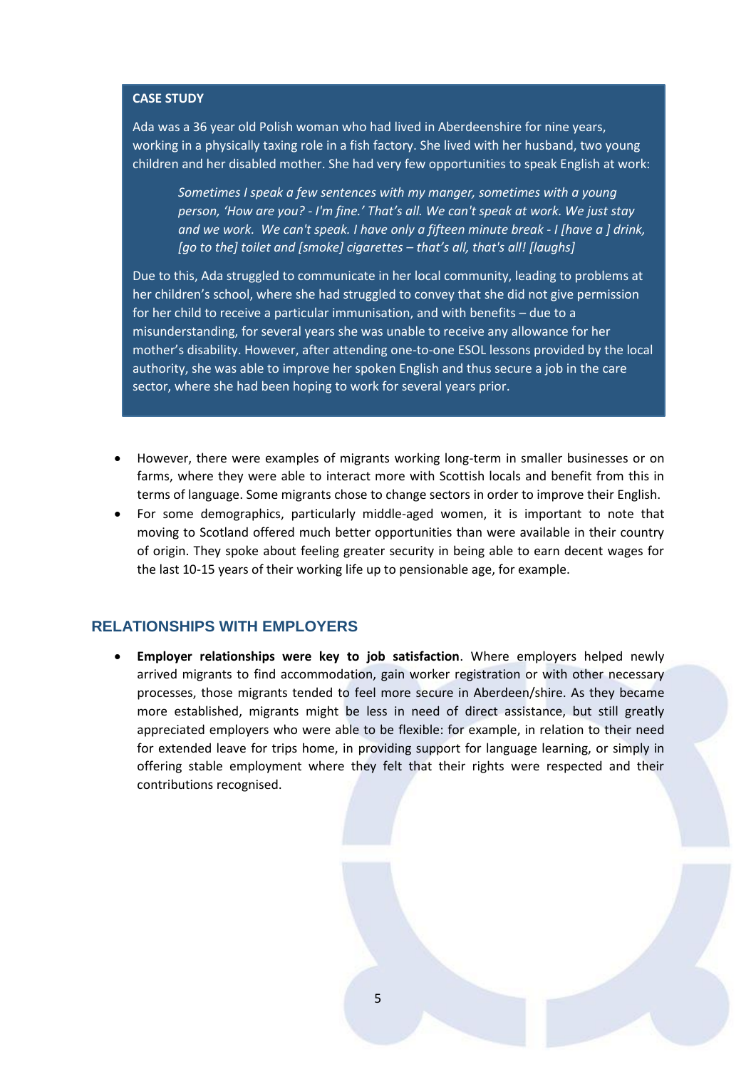**CASE STUDY**

Ada was a 36 year old Polish woman who had lived in Aberdeenshire for nine years, working in a physically taxing role in a fish factory. She lived with her husband, two young children and her disabled mother. She had very few opportunities to speak English at work:

> *Sometimes I speak a few sentences with my manger, sometimes with a young person, 'How are you? - I'm fine.' That's all. We can't speak at work. We just stay and we work. We can't speak. I have only a fifteen minute break - I [have a ] drink, [go to the] toilet and [smoke] cigarettes – that's all, that's all! [laughs]*

Due to this, Ada struggled to communicate in her local community, leading to problems at her children's school, where she had struggled to convey that she did not give permission for her child to receive a particular immunisation, and with benefits – due to a misunderstanding, for several years she was unable to receive any allowance for her mother's disability. However, after attending one-to-one ESOL lessons provided by the local authority, she was able to improve her spoken English and thus secure a job in the care sector, where she had been hoping to work for several years prior.

- However, there were examples of migrants working long-term in smaller businesses or on farms, where they were able to interact more with Scottish locals and benefit from this in terms of language. Some migrants chose to change sectors in order to improve their English.
- For some demographics, particularly middle-aged women, it is important to note that moving to Scotland offered much better opportunities than were available in their country of origin. They spoke about feeling greater security in being able to earn decent wages for the last 10-15 years of their working life up to pensionable age, for example.

## RELATIONSHIPS WITH EMPLOYERS

- **Employer relationships were key to job satisfaction**. Where employers helped newly arrived migrants to find accommodation, gain worker registration or with other necessary processes, those migrants tended to feel more secure in Aberdeen/shire. As they became more established, migrants might be less in need of direct assistance, but still greatly appreciated employers who were able to be flexible: for example, in relation to their need for extended leave for trips home, in providing support for language learning, or simply in offering stable employment where they felt that their rights were respected and their contributions recognised.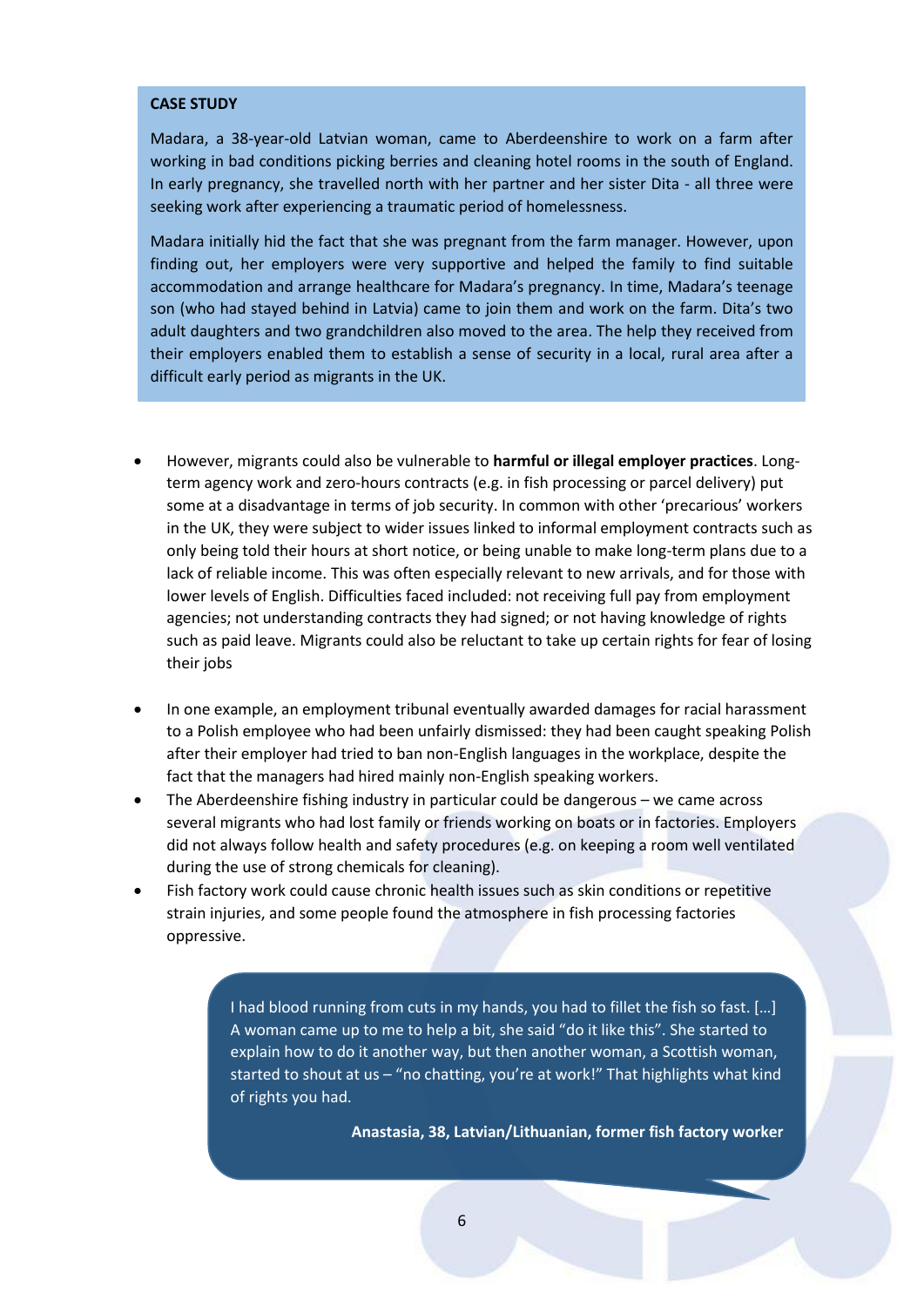**CASE STUDY**

Madara, a 38-year-old Latvian woman, came to Aberdeenshire to work on a farm after working in bad conditions picking berries and cleaning hotel rooms in the south of England. In early pregnancy, she travelled north with her partner and her sister Dita - all three were seeking work after experiencing a traumatic period of homelessness.

Madara initially hid the fact that she was pregnant from the farm manager. However, upon finding out, her employers were very supportive and helped the family to find suitable accommodation and arrange healthcare for Madara's pregnancy. In time, Madara's teenage son (who had stayed behind in Latvia) came to join them and work on the farm. Dita's two adult daughters and two grandchildren also moved to the area. The help they received from their employers enabled them to establish a sense of security in a local, rural area after a difficult early period as migrants in the UK.

- However, migrants could also be vulnerable to **harmful or illegal employer practices**. Long-term agency work and zero-hours contracts (e.g. in fish processing or parcel delivery) put some at a disadvantage in terms of job security. In common with other 'precarious' workers in the UK, they were subject to wider issues linked to informal employment contracts such as only being told their hours at short notice, or being unable to make long-term plans due to a lack of reliable income. This was often especially relevant to new arrivals, and for those with lower levels of English. Difficulties faced included: not receiving full pay from employment agencies; not understanding contracts they had signed; or not having knowledge of rights such as paid leave. Migrants could also be reluctant to take up certain rights for fear of losing their jobs

- In one example, an employment tribunal eventually awarded damages for racial harassment to a Polish employee who had been unfairly dismissed: they had been caught speaking Polish after their employer had tried to ban non-English languages in the workplace, despite the fact that the managers had hired mainly non-English speaking workers.
- The Aberdeenshire fishing industry in particular could be dangerous – we came across several migrants who had lost family or friends working on boats or in factories. Employers did not always follow health and safety procedures (e.g. on keeping a room well ventilated during the use of strong chemicals for cleaning).
- Fish factory work could cause chronic health issues such as skin conditions or repetitive strain injuries, and some people found the atmosphere in fish processing factories oppressive.

> I had blood running from cuts in my hands, you had to fillet the fish so fast. [...] A woman came up to me to help a bit, she said "do it like this". She started to explain how to do it another way, but then another woman, a Scottish woman, started to shout at us – "no chatting, you're at work!" That highlights what kind of rights you had.
>
> **Anastasia, 38, Latvian/Lithuanian, former fish factory worker**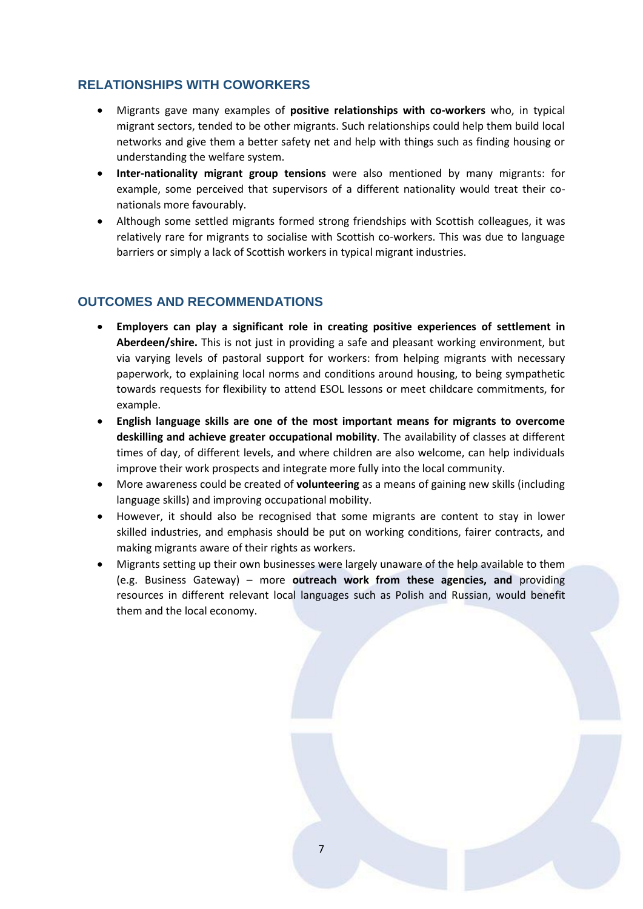## RELATIONSHIPS WITH COWORKERS

- Migrants gave many examples of **positive relationships with co-workers** who, in typical migrant sectors, tended to be other migrants. Such relationships could help them build local networks and give them a better safety net and help with things such as finding housing or understanding the welfare system.
- **Inter-nationality migrant group tensions** were also mentioned by many migrants: for example, some perceived that supervisors of a different nationality would treat their co-nationals more favourably.
- Although some settled migrants formed strong friendships with Scottish colleagues, it was relatively rare for migrants to socialise with Scottish co-workers. This was due to language barriers or simply a lack of Scottish workers in typical migrant industries.

## OUTCOMES AND RECOMMENDATIONS

- **Employers can play a significant role in creating positive experiences of settlement in Aberdeen/shire.** This is not just in providing a safe and pleasant working environment, but via varying levels of pastoral support for workers: from helping migrants with necessary paperwork, to explaining local norms and conditions around housing, to being sympathetic towards requests for flexibility to attend ESOL lessons or meet childcare commitments, for example.
- **English language skills are one of the most important means for migrants to overcome deskilling and achieve greater occupational mobility**. The availability of classes at different times of day, of different levels, and where children are also welcome, can help individuals improve their work prospects and integrate more fully into the local community.
- More awareness could be created of **volunteering** as a means of gaining new skills (including language skills) and improving occupational mobility.
- However, it should also be recognised that some migrants are content to stay in lower skilled industries, and emphasis should be put on working conditions, fairer contracts, and making migrants aware of their rights as workers.
- Migrants setting up their own businesses were largely unaware of the help available to them (e.g. Business Gateway) – more **outreach work from these agencies, and** providing resources in different relevant local languages such as Polish and Russian, would benefit them and the local economy.